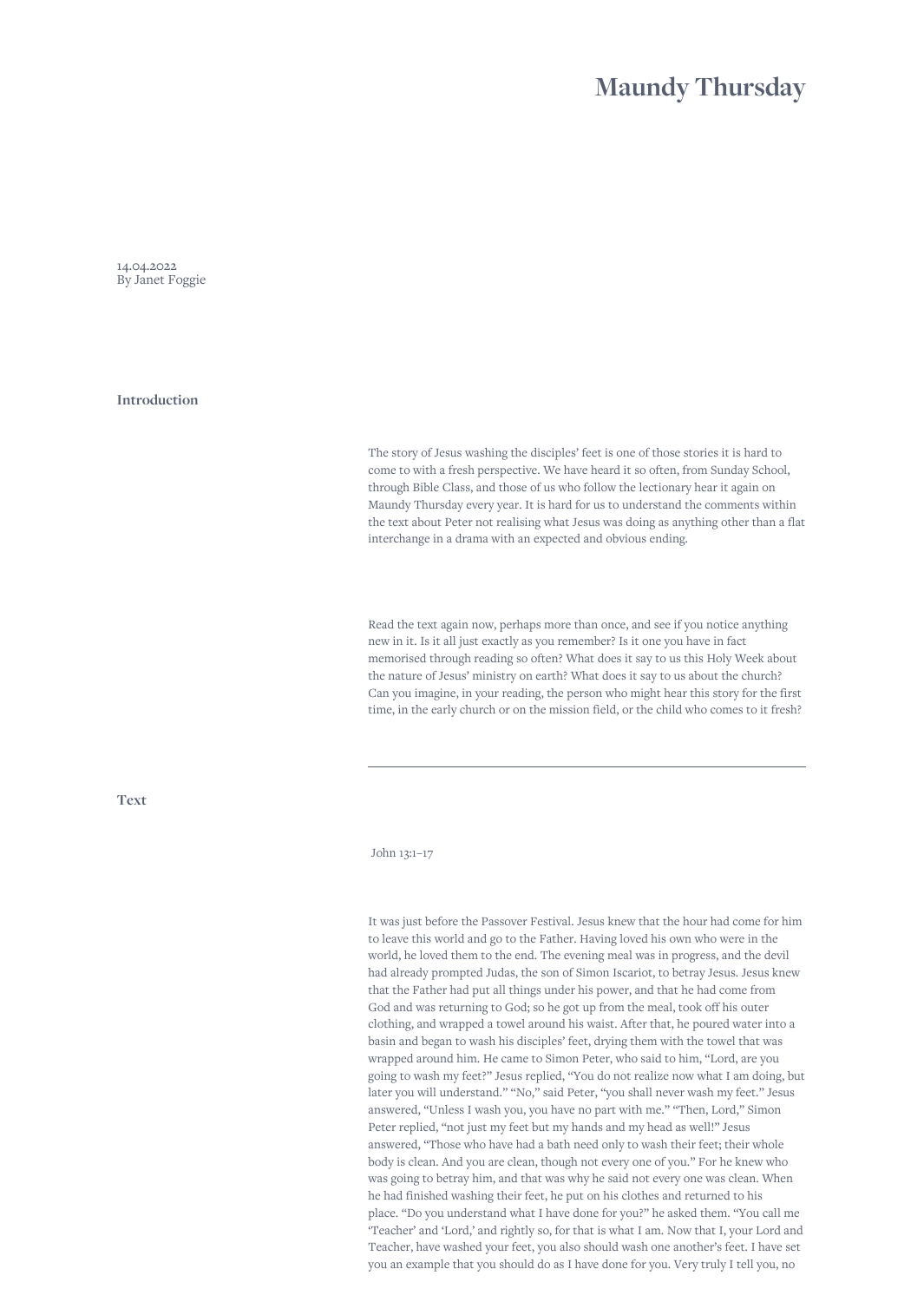# Maundy Thursday

14.04.2022
By Janet Foggie

## Introduction

The story of Jesus washing the disciples' feet is one of those stories it is hard to come to with a fresh perspective. We have heard it so often, from Sunday School, through Bible Class, and those of us who follow the lectionary hear it again on Maundy Thursday every year. It is hard for us to understand the comments within the text about Peter not realising what Jesus was doing as anything other than a flat interchange in a drama with an expected and obvious ending.

Read the text again now, perhaps more than once, and see if you notice anything new in it. Is it all just exactly as you remember? Is it one you have in fact memorised through reading so often? What does it say to us this Holy Week about the nature of Jesus' ministry on earth? What does it say to us about the church? Can you imagine, in your reading, the person who might hear this story for the first time, in the early church or on the mission field, or the child who comes to it fresh?

---

## Text

John 13:1–17

It was just before the Passover Festival. Jesus knew that the hour had come for him to leave this world and go to the Father. Having loved his own who were in the world, he loved them to the end. The evening meal was in progress, and the devil had already prompted Judas, the son of Simon Iscariot, to betray Jesus. Jesus knew that the Father had put all things under his power, and that he had come from God and was returning to God; so he got up from the meal, took off his outer clothing, and wrapped a towel around his waist. After that, he poured water into a basin and began to wash his disciples' feet, drying them with the towel that was wrapped around him. He came to Simon Peter, who said to him, "Lord, are you going to wash my feet?" Jesus replied, "You do not realize now what I am doing, but later you will understand." "No," said Peter, "you shall never wash my feet." Jesus answered, "Unless I wash you, you have no part with me." "Then, Lord," Simon Peter replied, "not just my feet but my hands and my head as well!" Jesus answered, "Those who have had a bath need only to wash their feet; their whole body is clean. And you are clean, though not every one of you." For he knew who was going to betray him, and that was why he said not every one was clean. When he had finished washing their feet, he put on his clothes and returned to his place. "Do you understand what I have done for you?" he asked them. "You call me 'Teacher' and 'Lord,' and rightly so, for that is what I am. Now that I, your Lord and Teacher, have washed your feet, you also should wash one another's feet. I have set you an example that you should do as I have done for you. Very truly I tell you, no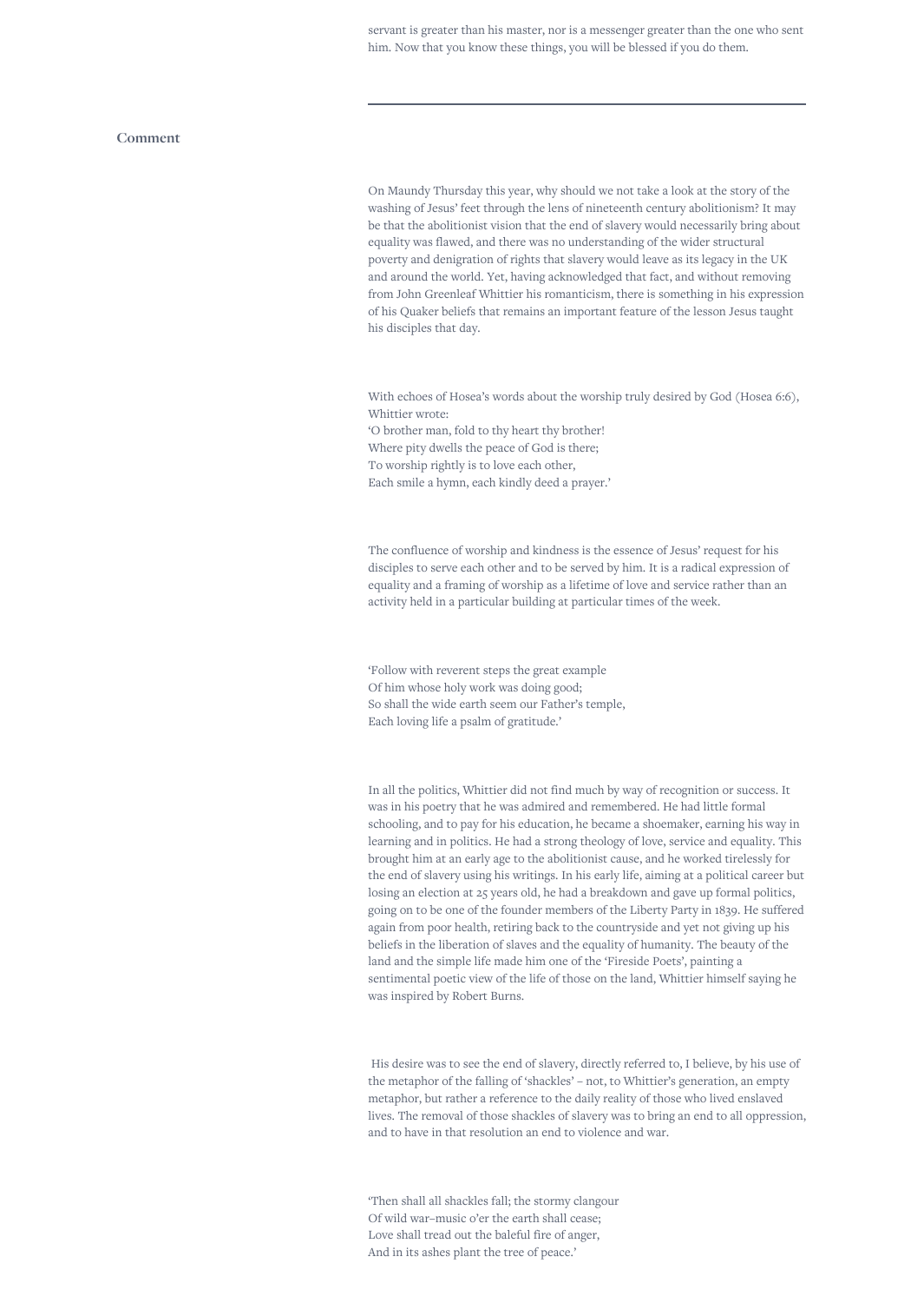servant is greater than his master, nor is a messenger greater than the one who sent him. Now that you know these things, you will be blessed if you do them.

---

## Comment

On Maundy Thursday this year, why should we not take a look at the story of the washing of Jesus' feet through the lens of nineteenth century abolitionism? It may be that the abolitionist vision that the end of slavery would necessarily bring about equality was flawed, and there was no understanding of the wider structural poverty and denigration of rights that slavery would leave as its legacy in the UK and around the world. Yet, having acknowledged that fact, and without removing from John Greenleaf Whittier his romanticism, there is something in his expression of his Quaker beliefs that remains an important feature of the lesson Jesus taught his disciples that day.

With echoes of Hosea's words about the worship truly desired by God (Hosea 6:6), Whittier wrote:
'O brother man, fold to thy heart thy brother!
Where pity dwells the peace of God is there;
To worship rightly is to love each other,
Each smile a hymn, each kindly deed a prayer.'

The confluence of worship and kindness is the essence of Jesus' request for his disciples to serve each other and to be served by him. It is a radical expression of equality and a framing of worship as a lifetime of love and service rather than an activity held in a particular building at particular times of the week.

'Follow with reverent steps the great example
Of him whose holy work was doing good;
So shall the wide earth seem our Father's temple,
Each loving life a psalm of gratitude.'

In all the politics, Whittier did not find much by way of recognition or success. It was in his poetry that he was admired and remembered. He had little formal schooling, and to pay for his education, he became a shoemaker, earning his way in learning and in politics. He had a strong theology of love, service and equality. This brought him at an early age to the abolitionist cause, and he worked tirelessly for the end of slavery using his writings. In his early life, aiming at a political career but losing an election at 25 years old, he had a breakdown and gave up formal politics, going on to be one of the founder members of the Liberty Party in 1839. He suffered again from poor health, retiring back to the countryside and yet not giving up his beliefs in the liberation of slaves and the equality of humanity. The beauty of the land and the simple life made him one of the 'Fireside Poets', painting a sentimental poetic view of the life of those on the land, Whittier himself saying he was inspired by Robert Burns.

His desire was to see the end of slavery, directly referred to, I believe, by his use of the metaphor of the falling of 'shackles' – not, to Whittier's generation, an empty metaphor, but rather a reference to the daily reality of those who lived enslaved lives. The removal of those shackles of slavery was to bring an end to all oppression, and to have in that resolution an end to violence and war.

'Then shall all shackles fall; the stormy clangour
Of wild war–music o'er the earth shall cease;
Love shall tread out the baleful fire of anger,
And in its ashes plant the tree of peace.'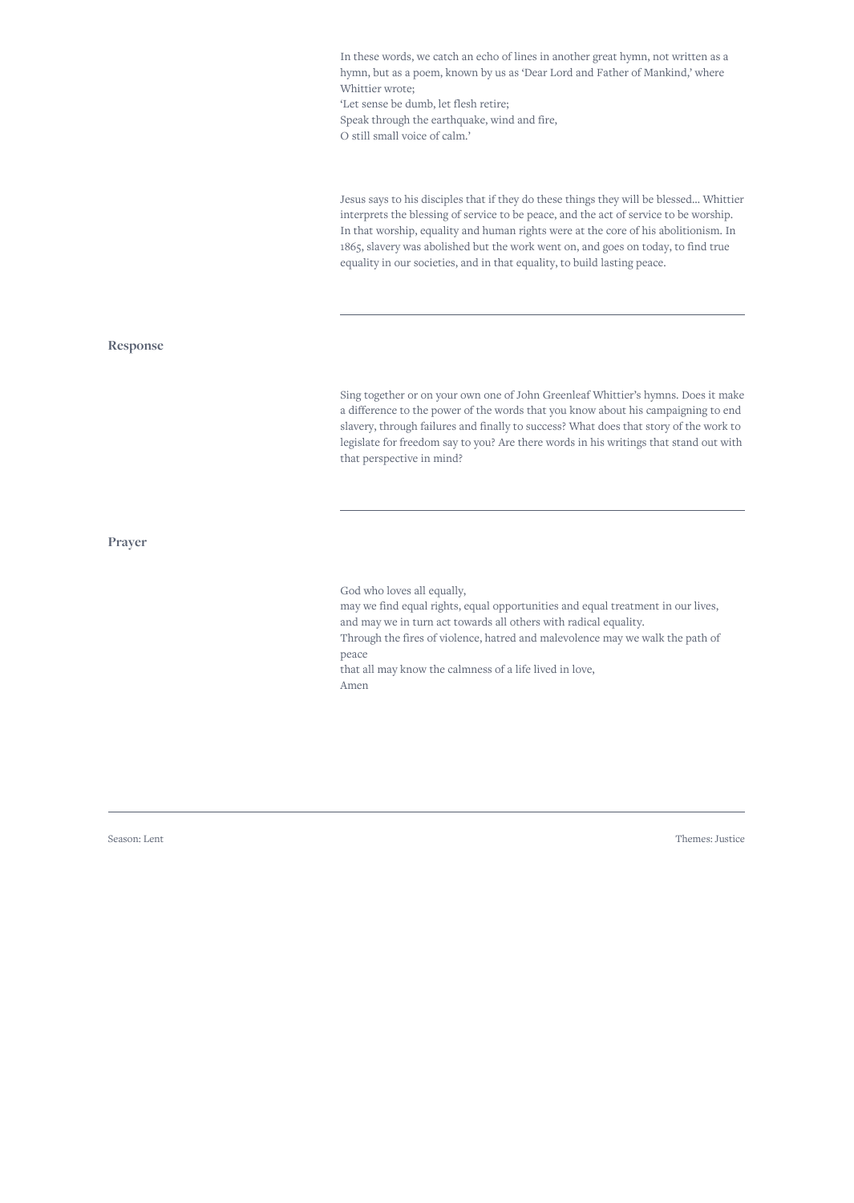In these words, we catch an echo of lines in another great hymn, not written as a hymn, but as a poem, known by us as 'Dear Lord and Father of Mankind,' where Whittier wrote;
'Let sense be dumb, let flesh retire;
Speak through the earthquake, wind and fire,
O still small voice of calm.'

Jesus says to his disciples that if they do these things they will be blessed… Whittier interprets the blessing of service to be peace, and the act of service to be worship. In that worship, equality and human rights were at the core of his abolitionism. In 1865, slavery was abolished but the work went on, and goes on today, to find true equality in our societies, and in that equality, to build lasting peace.

---

## Response

Sing together or on your own one of John Greenleaf Whittier's hymns. Does it make a difference to the power of the words that you know about his campaigning to end slavery, through failures and finally to success? What does that story of the work to legislate for freedom say to you? Are there words in his writings that stand out with that perspective in mind?

---

## Prayer

God who loves all equally,
may we find equal rights, equal opportunities and equal treatment in our lives,
and may we in turn act towards all others with radical equality.
Through the fires of violence, hatred and malevolence may we walk the path of peace
that all may know the calmness of a life lived in love,
Amen

---

Season: Lent

Themes: Justice